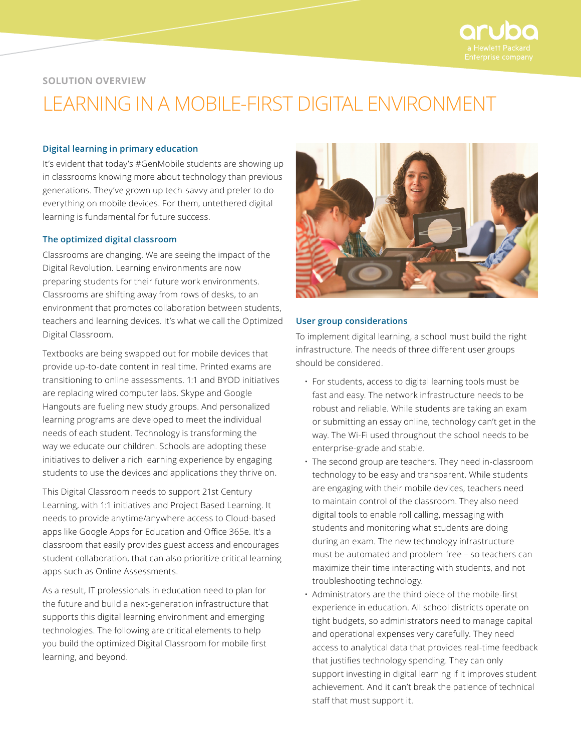SOLUTION OVERVIEW

# LEARNING IN A MOBILE-FIRST DIGITAL ENVIRONMENT

### Digital learning in primary education

It's evident that today's #GenMobile students are showing up in classrooms knowing more about technology than previous generations. They've grown up tech-savvy and prefer to do everything on mobile devices. For them, untethered digital learning is fundamental for future success.

### The optimized digital classroom

Classrooms are changing. We are seeing the impact of the Digital Revolution. Learning environments are now preparing students for their future work environments. Classrooms are shifting away from rows of desks, to an environment that promotes collaboration between students, teachers and learning devices. It's what we call the Optimized Digital Classroom.

Textbooks are being swapped out for mobile devices that provide up-to-date content in real time. Printed exams are transitioning to online assessments. 1:1 and BYOD initiatives are replacing wired computer labs. Skype and Google Hangouts are fueling new study groups. And personalized learning programs are developed to meet the individual needs of each student. Technology is transforming the way we educate our children. Schools are adopting these initiatives to deliver a rich learning experience by engaging students to use the devices and applications they thrive on.

This Digital Classroom needs to support 21st Century Learning, with 1:1 initiatives and Project Based Learning. It needs to provide anytime/anywhere access to Cloud-based apps like Google Apps for Education and Office 365e. It's a classroom that easily provides guest access and encourages student collaboration, that can also prioritize critical learning apps such as Online Assessments.

As a result, IT professionals in education need to plan for the future and build a next-generation infrastructure that supports this digital learning environment and emerging technologies. The following are critical elements to help you build the optimized Digital Classroom for mobile first learning, and beyond.

### User group considerations

To implement digital learning, a school must build the right infrastructure. The needs of three different user groups should be considered.

- For students, access to digital learning tools must be fast and easy. The network infrastructure needs to be robust and reliable. While students are taking an exam or submitting an essay online, technology can't get in the way. The Wi-Fi used throughout the school needs to be enterprise-grade and stable.
- The second group are teachers. They need in-classroom technology to be easy and transparent. While students are engaging with their mobile devices, teachers need to maintain control of the classroom. They also need digital tools to enable roll calling, messaging with students and monitoring what students are doing during an exam. The new technology infrastructure must be automated and problem-free – so teachers can maximize their time interacting with students, and not troubleshooting technology.
- Administrators are the third piece of the mobile-first experience in education. All school districts operate on tight budgets, so administrators need to manage capital and operational expenses very carefully. They need access to analytical data that provides real-time feedback that justifies technology spending. They can only support investing in digital learning if it improves student achievement. And it can't break the patience of technical staff that must support it.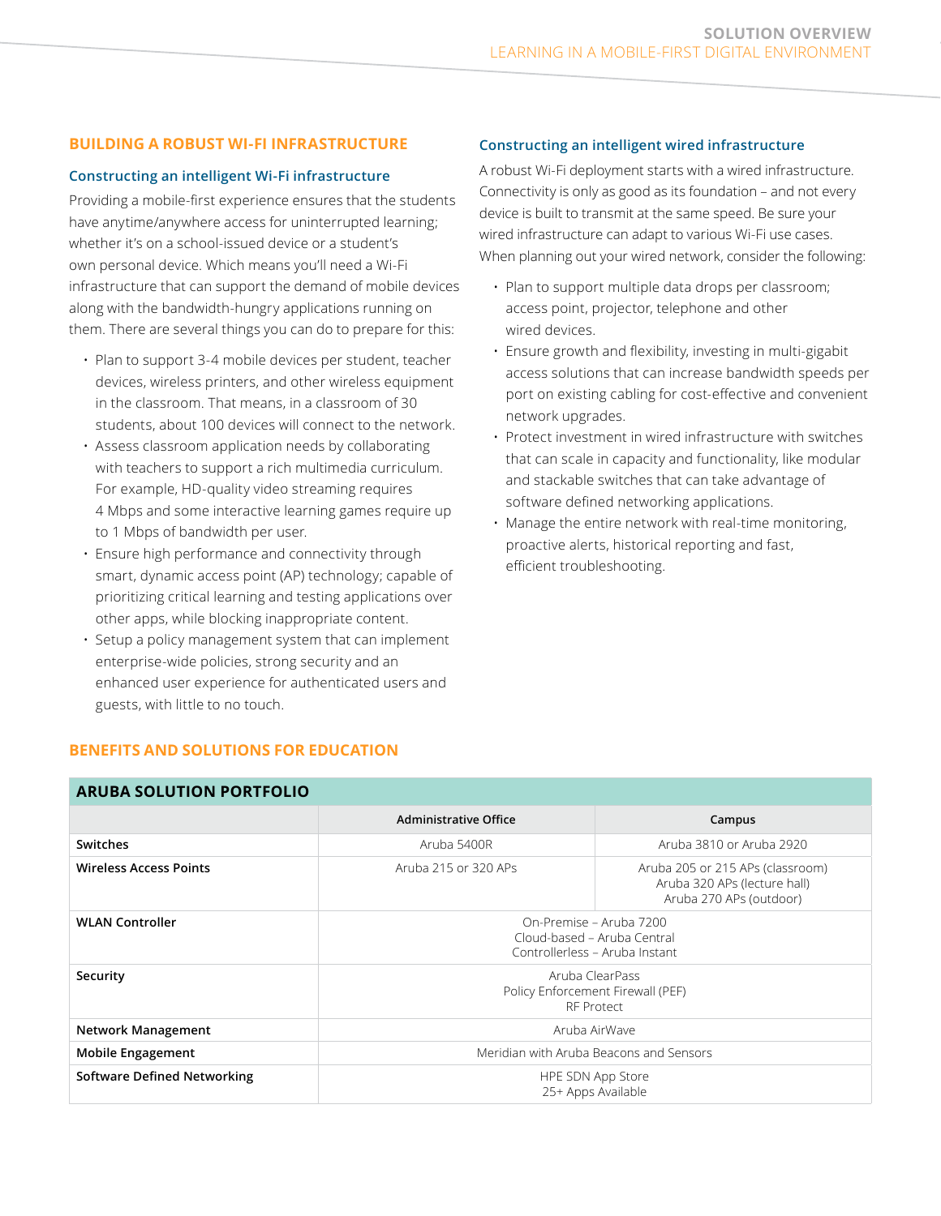## BUILDING A ROBUST WI-FI INFRASTRUCTURE

### Constructing an intelligent Wi-Fi infrastructure

Providing a mobile-first experience ensures that the students have anytime/anywhere access for uninterrupted learning; whether it's on a school-issued device or a student's own personal device. Which means you'll need a Wi-Fi infrastructure that can support the demand of mobile devices along with the bandwidth-hungry applications running on them. There are several things you can do to prepare for this:

- Plan to support 3-4 mobile devices per student, teacher devices, wireless printers, and other wireless equipment in the classroom. That means, in a classroom of 30 students, about 100 devices will connect to the network.
- Assess classroom application needs by collaborating with teachers to support a rich multimedia curriculum. For example, HD-quality video streaming requires 4 Mbps and some interactive learning games require up to 1 Mbps of bandwidth per user.
- Ensure high performance and connectivity through smart, dynamic access point (AP) technology; capable of prioritizing critical learning and testing applications over other apps, while blocking inappropriate content.
- Setup a policy management system that can implement enterprise-wide policies, strong security and an enhanced user experience for authenticated users and guests, with little to no touch.

### Constructing an intelligent wired infrastructure

A robust Wi-Fi deployment starts with a wired infrastructure. Connectivity is only as good as its foundation – and not every device is built to transmit at the same speed. Be sure your wired infrastructure can adapt to various Wi-Fi use cases. When planning out your wired network, consider the following:

- Plan to support multiple data drops per classroom; access point, projector, telephone and other wired devices.
- Ensure growth and flexibility, investing in multi-gigabit access solutions that can increase bandwidth speeds per port on existing cabling for cost-effective and convenient network upgrades.
- Protect investment in wired infrastructure with switches that can scale in capacity and functionality, like modular and stackable switches that can take advantage of software defined networking applications.
- Manage the entire network with real-time monitoring, proactive alerts, historical reporting and fast, efficient troubleshooting.

## BENEFITS AND SOLUTIONS FOR EDUCATION

**ARUBA SOLUTION PORTFOLIO**

| | Administrative Office | Campus |
|---|---|---|
| **Switches** | Aruba 5400R | Aruba 3810 or Aruba 2920 |
| **Wireless Access Points** | Aruba 215 or 320 APs | Aruba 205 or 215 APs (classroom)<br>Aruba 320 APs (lecture hall)<br>Aruba 270 APs (outdoor) |
| **WLAN Controller** | On-Premise – Aruba 7200<br>Cloud-based – Aruba Central<br>Controllerless – Aruba Instant | |
| **Security** | Aruba ClearPass<br>Policy Enforcement Firewall (PEF)<br>RF Protect | |
| **Network Management** | Aruba AirWave | |
| **Mobile Engagement** | Meridian with Aruba Beacons and Sensors | |
| **Software Defined Networking** | HPE SDN App Store<br>25+ Apps Available | |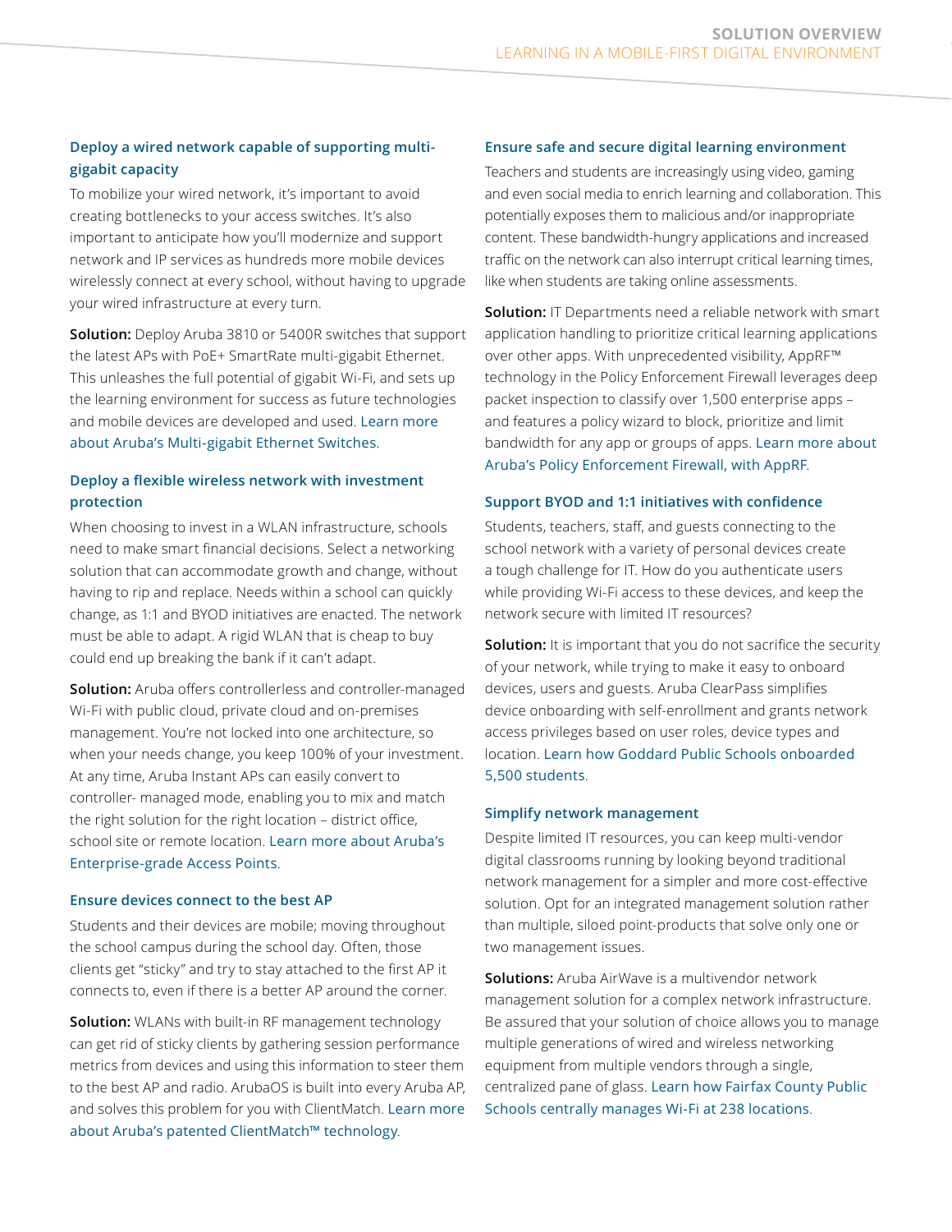### Deploy a wired network capable of supporting multi-gigabit capacity

To mobilize your wired network, it's important to avoid creating bottlenecks to your access switches. It's also important to anticipate how you'll modernize and support network and IP services as hundreds more mobile devices wirelessly connect at every school, without having to upgrade your wired infrastructure at every turn.

**Solution:** Deploy Aruba 3810 or 5400R switches that support the latest APs with PoE+ SmartRate multi-gigabit Ethernet. This unleashes the full potential of gigabit Wi-Fi, and sets up the learning environment for success as future technologies and mobile devices are developed and used. Learn more about Aruba's Multi-gigabit Ethernet Switches.

### Deploy a flexible wireless network with investment protection

When choosing to invest in a WLAN infrastructure, schools need to make smart financial decisions. Select a networking solution that can accommodate growth and change, without having to rip and replace. Needs within a school can quickly change, as 1:1 and BYOD initiatives are enacted. The network must be able to adapt. A rigid WLAN that is cheap to buy could end up breaking the bank if it can't adapt.

**Solution:** Aruba offers controllerless and controller-managed Wi-Fi with public cloud, private cloud and on-premises management. You're not locked into one architecture, so when your needs change, you keep 100% of your investment. At any time, Aruba Instant APs can easily convert to controller- managed mode, enabling you to mix and match the right solution for the right location – district office, school site or remote location. Learn more about Aruba's Enterprise-grade Access Points.

### Ensure devices connect to the best AP

Students and their devices are mobile; moving throughout the school campus during the school day. Often, those clients get "sticky" and try to stay attached to the first AP it connects to, even if there is a better AP around the corner.

**Solution:** WLANs with built-in RF management technology can get rid of sticky clients by gathering session performance metrics from devices and using this information to steer them to the best AP and radio. ArubaOS is built into every Aruba AP, and solves this problem for you with ClientMatch. Learn more about Aruba's patented ClientMatch™ technology.

### Ensure safe and secure digital learning environment

Teachers and students are increasingly using video, gaming and even social media to enrich learning and collaboration. This potentially exposes them to malicious and/or inappropriate content. These bandwidth-hungry applications and increased traffic on the network can also interrupt critical learning times, like when students are taking online assessments.

**Solution:** IT Departments need a reliable network with smart application handling to prioritize critical learning applications over other apps. With unprecedented visibility, AppRF™ technology in the Policy Enforcement Firewall leverages deep packet inspection to classify over 1,500 enterprise apps – and features a policy wizard to block, prioritize and limit bandwidth for any app or groups of apps. Learn more about Aruba's Policy Enforcement Firewall, with AppRF.

### Support BYOD and 1:1 initiatives with confidence

Students, teachers, staff, and guests connecting to the school network with a variety of personal devices create a tough challenge for IT. How do you authenticate users while providing Wi-Fi access to these devices, and keep the network secure with limited IT resources?

**Solution:** It is important that you do not sacrifice the security of your network, while trying to make it easy to onboard devices, users and guests. Aruba ClearPass simplifies device onboarding with self-enrollment and grants network access privileges based on user roles, device types and location. Learn how Goddard Public Schools onboarded 5,500 students.

### Simplify network management

Despite limited IT resources, you can keep multi-vendor digital classrooms running by looking beyond traditional network management for a simpler and more cost-effective solution. Opt for an integrated management solution rather than multiple, siloed point-products that solve only one or two management issues.

**Solutions:** Aruba AirWave is a multivendor network management solution for a complex network infrastructure. Be assured that your solution of choice allows you to manage multiple generations of wired and wireless networking equipment from multiple vendors through a single, centralized pane of glass. Learn how Fairfax County Public Schools centrally manages Wi-Fi at 238 locations.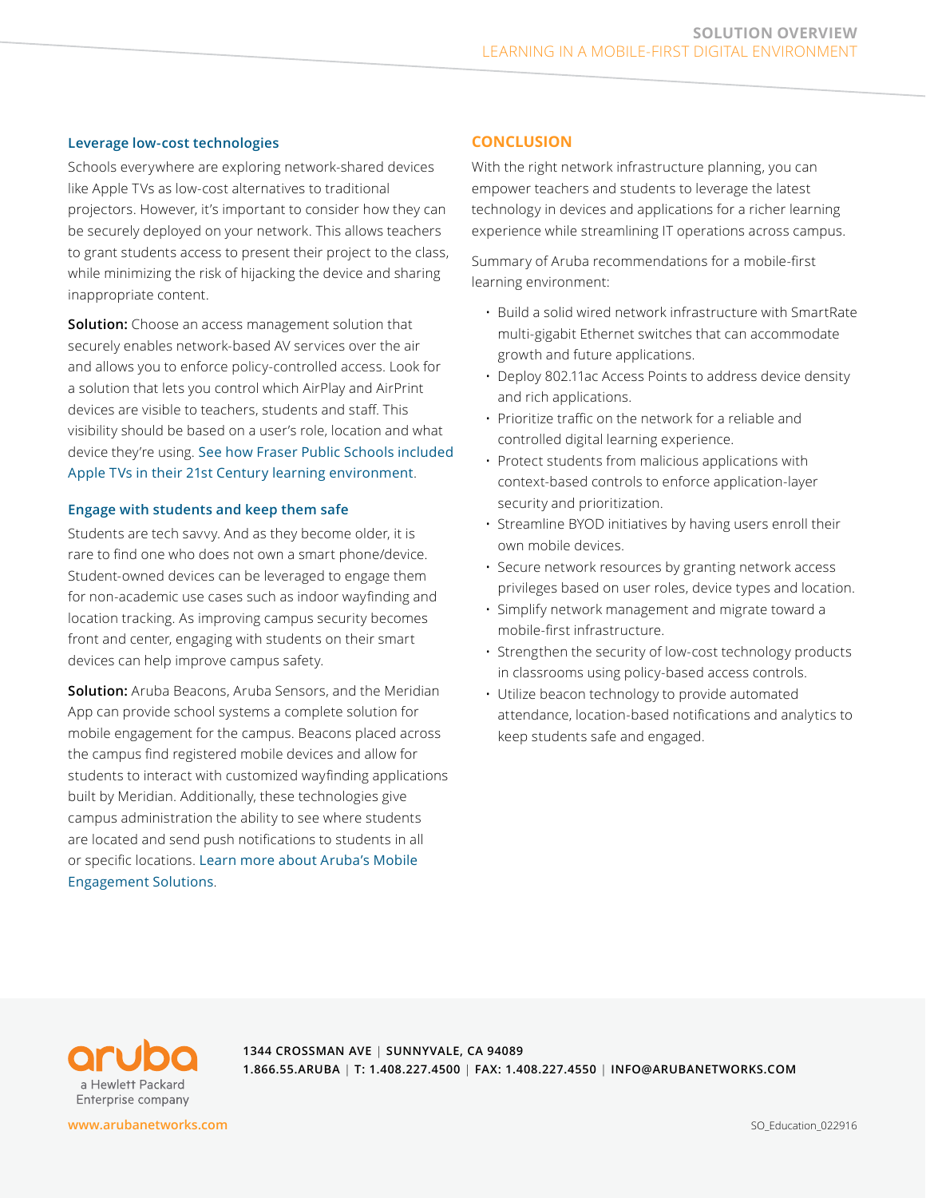### Leverage low-cost technologies

Schools everywhere are exploring network-shared devices like Apple TVs as low-cost alternatives to traditional projectors. However, it's important to consider how they can be securely deployed on your network. This allows teachers to grant students access to present their project to the class, while minimizing the risk of hijacking the device and sharing inappropriate content.

**Solution:** Choose an access management solution that securely enables network-based AV services over the air and allows you to enforce policy-controlled access. Look for a solution that lets you control which AirPlay and AirPrint devices are visible to teachers, students and staff. This visibility should be based on a user's role, location and what device they're using. See how Fraser Public Schools included Apple TVs in their 21st Century learning environment.

### Engage with students and keep them safe

Students are tech savvy. And as they become older, it is rare to find one who does not own a smart phone/device. Student-owned devices can be leveraged to engage them for non-academic use cases such as indoor wayfinding and location tracking. As improving campus security becomes front and center, engaging with students on their smart devices can help improve campus safety.

**Solution:** Aruba Beacons, Aruba Sensors, and the Meridian App can provide school systems a complete solution for mobile engagement for the campus. Beacons placed across the campus find registered mobile devices and allow for students to interact with customized wayfinding applications built by Meridian. Additionally, these technologies give campus administration the ability to see where students are located and send push notifications to students in all or specific locations. Learn more about Aruba's Mobile Engagement Solutions.

## CONCLUSION

With the right network infrastructure planning, you can empower teachers and students to leverage the latest technology in devices and applications for a richer learning experience while streamlining IT operations across campus.

Summary of Aruba recommendations for a mobile-first learning environment:

- Build a solid wired network infrastructure with SmartRate multi-gigabit Ethernet switches that can accommodate growth and future applications.
- Deploy 802.11ac Access Points to address device density and rich applications.
- Prioritize traffic on the network for a reliable and controlled digital learning experience.
- Protect students from malicious applications with context-based controls to enforce application-layer security and prioritization.
- Streamline BYOD initiatives by having users enroll their own mobile devices.
- Secure network resources by granting network access privileges based on user roles, device types and location.
- Simplify network management and migrate toward a mobile-first infrastructure.
- Strengthen the security of low-cost technology products in classrooms using policy-based access controls.
- Utilize beacon technology to provide automated attendance, location-based notifications and analytics to keep students safe and engaged.

aruba
a Hewlett Packard Enterprise company

**1344 CROSSMAN AVE | SUNNYVALE, CA 94089**
**1.866.55.ARUBA | T: 1.408.227.4500 | FAX: 1.408.227.4550 | INFO@ARUBANETWORKS.COM**

www.arubanetworks.com

SO_Education_022916